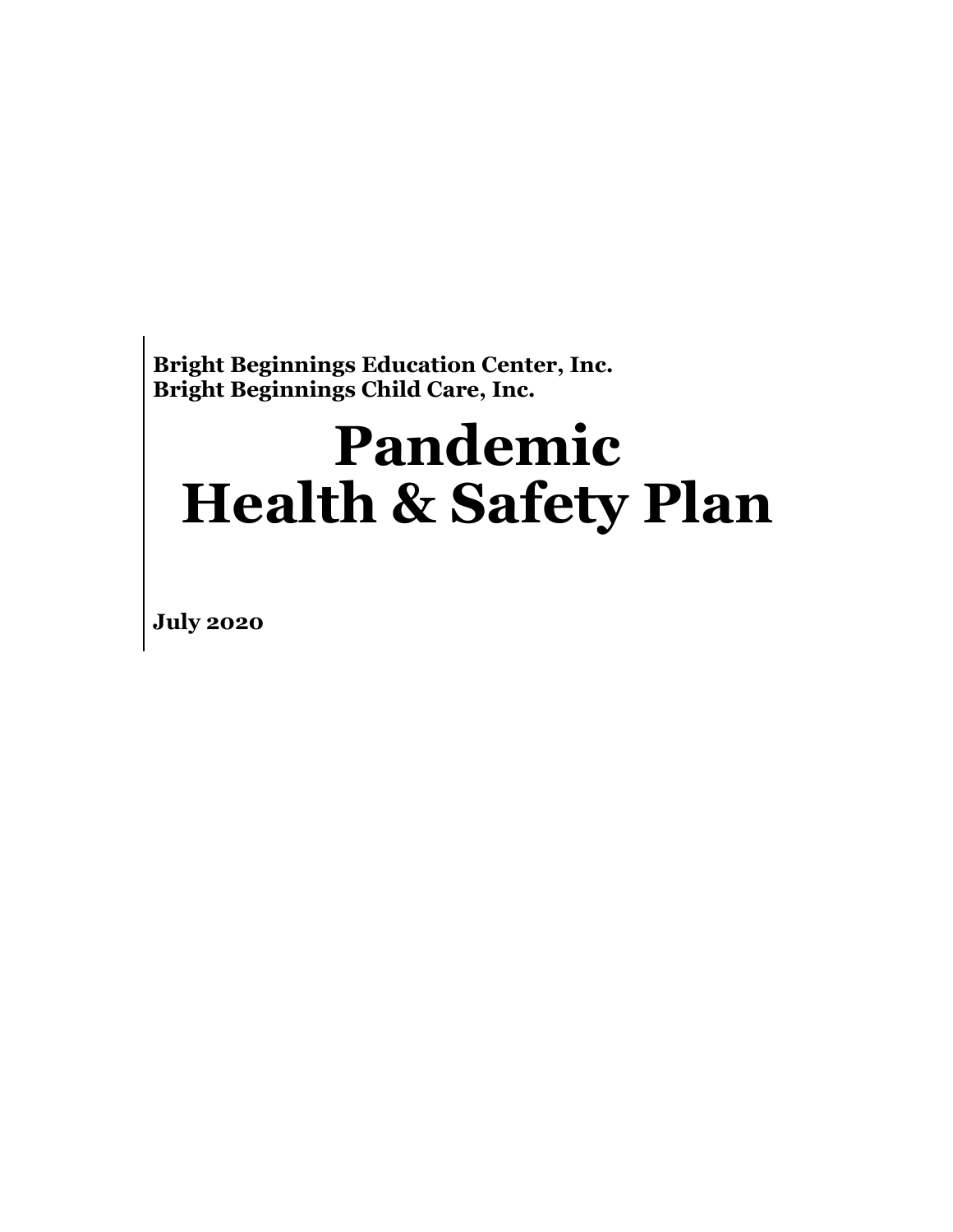**Bright Beginnings Education Center, Inc.**
**Bright Beginnings Child Care, Inc.**

# Pandemic
# Health & Safety Plan

**July 2020**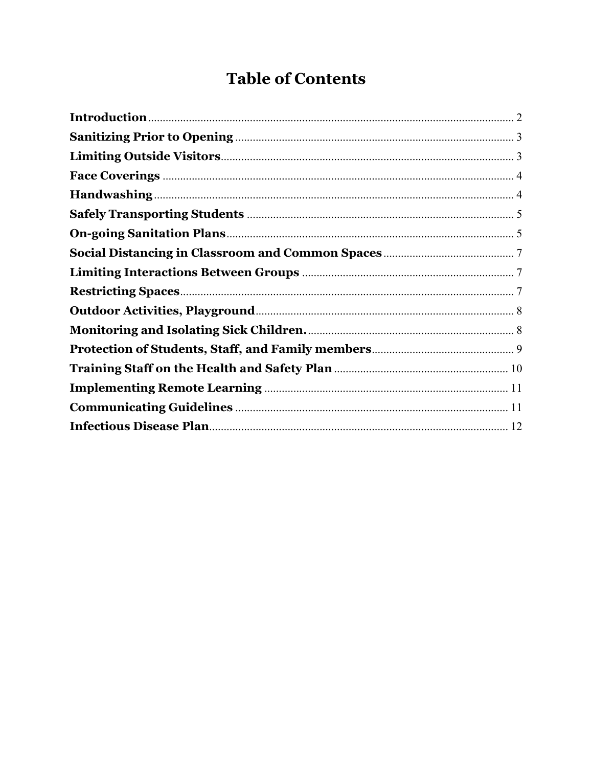# Table of Contents

| Section | Page |
| --- | --- |
| **Introduction** | 2 |
| **Sanitizing Prior to Opening** | 3 |
| **Limiting Outside Visitors** | 3 |
| **Face Coverings** | 4 |
| **Handwashing** | 4 |
| **Safely Transporting Students** | 5 |
| **On-going Sanitation Plans** | 5 |
| **Social Distancing in Classroom and Common Spaces** | 7 |
| **Limiting Interactions Between Groups** | 7 |
| **Restricting Spaces** | 7 |
| **Outdoor Activities, Playground** | 8 |
| **Monitoring and Isolating Sick Children.** | 8 |
| **Protection of Students, Staff, and Family members** | 9 |
| **Training Staff on the Health and Safety Plan** | 10 |
| **Implementing Remote Learning** | 11 |
| **Communicating Guidelines** | 11 |
| **Infectious Disease Plan** | 12 |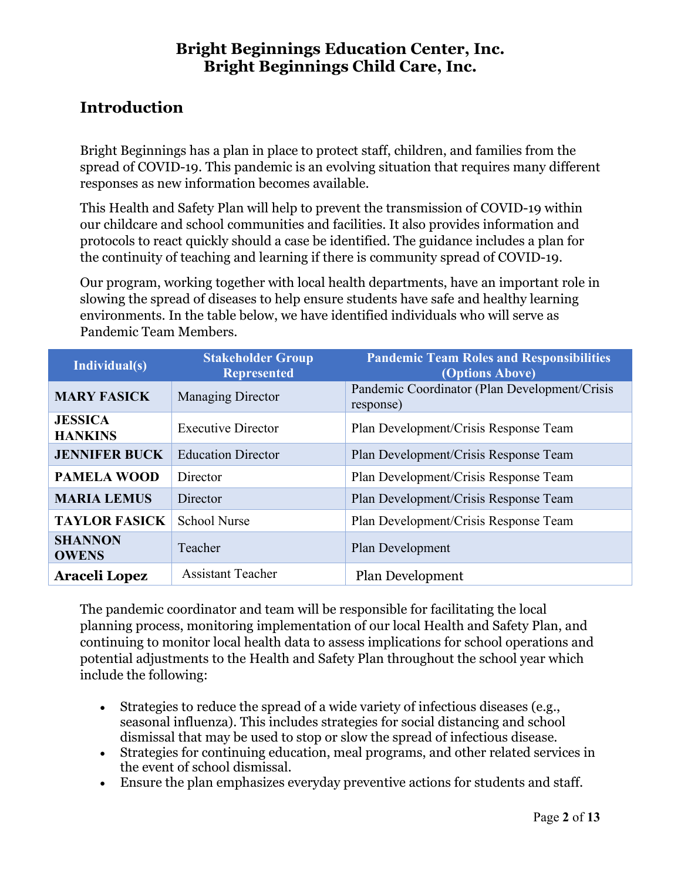# Bright Beginnings Education Center, Inc.
# Bright Beginnings Child Care, Inc.

## Introduction

Bright Beginnings has a plan in place to protect staff, children, and families from the spread of COVID-19. This pandemic is an evolving situation that requires many different responses as new information becomes available.

This Health and Safety Plan will help to prevent the transmission of COVID-19 within our childcare and school communities and facilities. It also provides information and protocols to react quickly should a case be identified. The guidance includes a plan for the continuity of teaching and learning if there is community spread of COVID-19.

Our program, working together with local health departments, have an important role in slowing the spread of diseases to help ensure students have safe and healthy learning environments. In the table below, we have identified individuals who will serve as Pandemic Team Members.

| Individual(s) | Stakeholder Group Represented | Pandemic Team Roles and Responsibilities (Options Above) |
|---|---|---|
| **MARY FASICK** | Managing Director | Pandemic Coordinator (Plan Development/Crisis response) |
| **JESSICA HANKINS** | Executive Director | Plan Development/Crisis Response Team |
| **JENNIFER BUCK** | Education Director | Plan Development/Crisis Response Team |
| **PAMELA WOOD** | Director | Plan Development/Crisis Response Team |
| **MARIA LEMUS** | Director | Plan Development/Crisis Response Team |
| **TAYLOR FASICK** | School Nurse | Plan Development/Crisis Response Team |
| **SHANNON OWENS** | Teacher | Plan Development |
| **Araceli Lopez** | Assistant Teacher | Plan Development |

The pandemic coordinator and team will be responsible for facilitating the local planning process, monitoring implementation of our local Health and Safety Plan, and continuing to monitor local health data to assess implications for school operations and potential adjustments to the Health and Safety Plan throughout the school year which include the following:

- Strategies to reduce the spread of a wide variety of infectious diseases (e.g., seasonal influenza). This includes strategies for social distancing and school dismissal that may be used to stop or slow the spread of infectious disease.
- Strategies for continuing education, meal programs, and other related services in the event of school dismissal.
- Ensure the plan emphasizes everyday preventive actions for students and staff.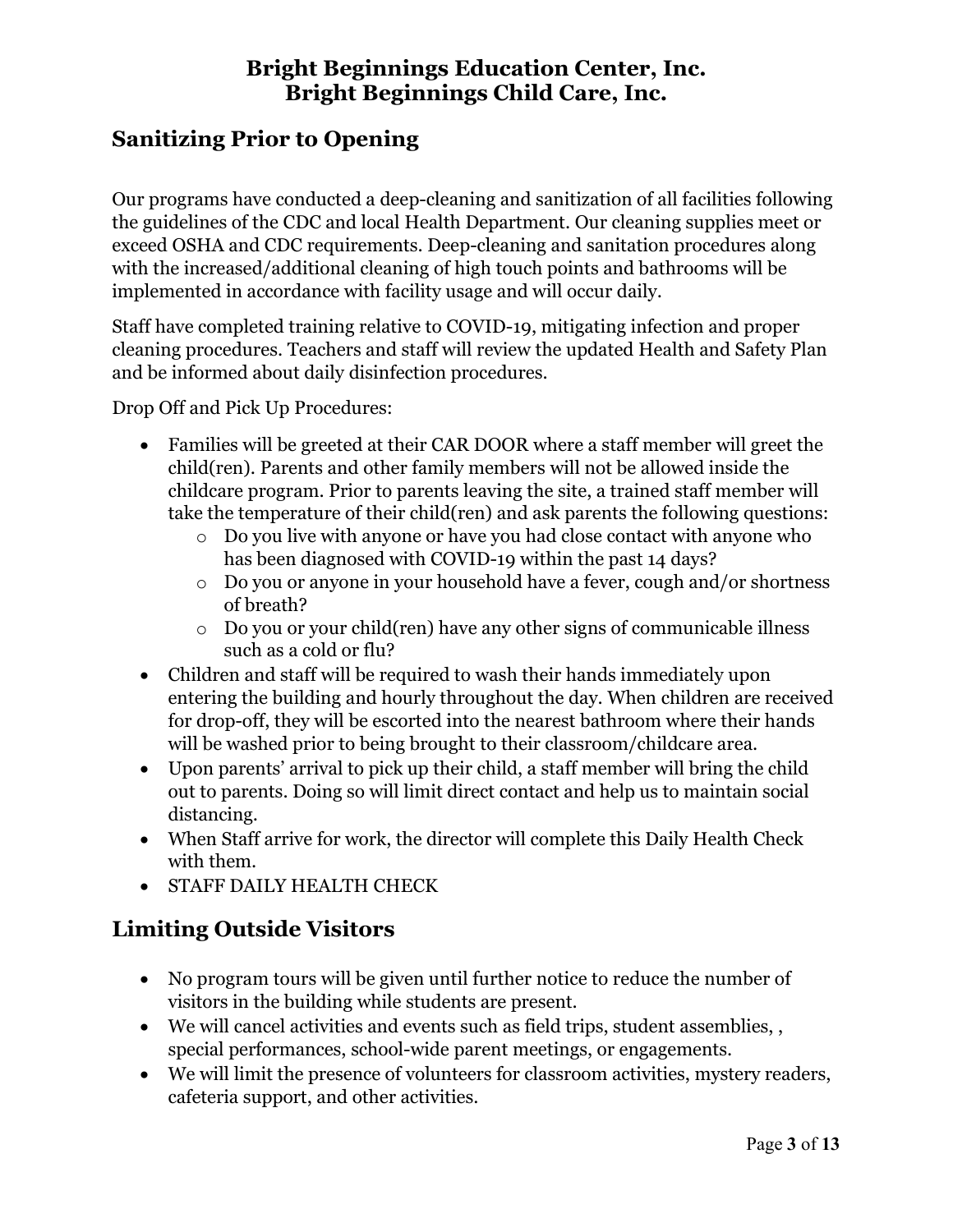# Bright Beginnings Education Center, Inc.
# Bright Beginnings Child Care, Inc.

## Sanitizing Prior to Opening

Our programs have conducted a deep-cleaning and sanitization of all facilities following the guidelines of the CDC and local Health Department. Our cleaning supplies meet or exceed OSHA and CDC requirements. Deep-cleaning and sanitation procedures along with the increased/additional cleaning of high touch points and bathrooms will be implemented in accordance with facility usage and will occur daily.

Staff have completed training relative to COVID-19, mitigating infection and proper cleaning procedures. Teachers and staff will review the updated Health and Safety Plan and be informed about daily disinfection procedures.

Drop Off and Pick Up Procedures:

- Families will be greeted at their CAR DOOR where a staff member will greet the child(ren). Parents and other family members will not be allowed inside the childcare program. Prior to parents leaving the site, a trained staff member will take the temperature of their child(ren) and ask parents the following questions:
  - Do you live with anyone or have you had close contact with anyone who has been diagnosed with COVID-19 within the past 14 days?
  - Do you or anyone in your household have a fever, cough and/or shortness of breath?
  - Do you or your child(ren) have any other signs of communicable illness such as a cold or flu?
- Children and staff will be required to wash their hands immediately upon entering the building and hourly throughout the day. When children are received for drop-off, they will be escorted into the nearest bathroom where their hands will be washed prior to being brought to their classroom/childcare area.
- Upon parents' arrival to pick up their child, a staff member will bring the child out to parents. Doing so will limit direct contact and help us to maintain social distancing.
- When Staff arrive for work, the director will complete this Daily Health Check with them.
- STAFF DAILY HEALTH CHECK

## Limiting Outside Visitors

- No program tours will be given until further notice to reduce the number of visitors in the building while students are present.
- We will cancel activities and events such as field trips, student assemblies, , special performances, school-wide parent meetings, or engagements.
- We will limit the presence of volunteers for classroom activities, mystery readers, cafeteria support, and other activities.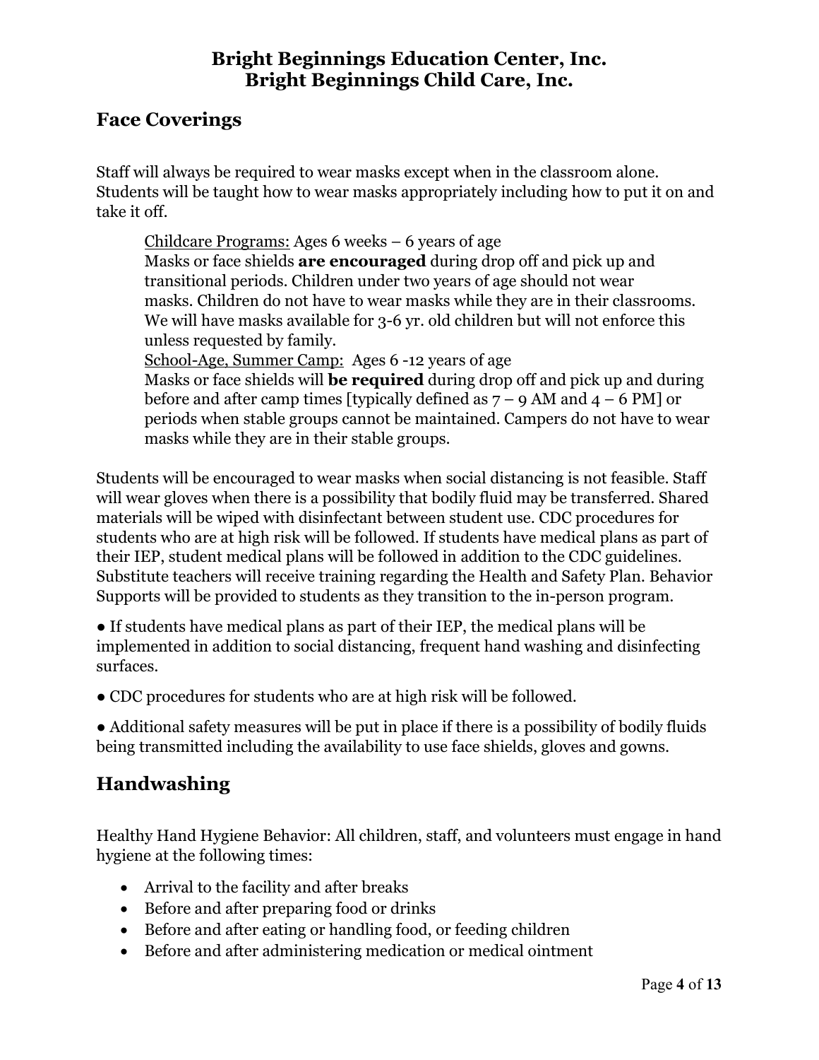## Face Coverings

Staff will always be required to wear masks except when in the classroom alone. Students will be taught how to wear masks appropriately including how to put it on and take it off.

> Childcare Programs: Ages 6 weeks – 6 years of age
> Masks or face shields **are encouraged** during drop off and pick up and transitional periods. Children under two years of age should not wear masks. Children do not have to wear masks while they are in their classrooms. We will have masks available for 3-6 yr. old children but will not enforce this unless requested by family.
> School-Age, Summer Camp: Ages 6 -12 years of age
> Masks or face shields will **be required** during drop off and pick up and during before and after camp times [typically defined as 7 – 9 AM and 4 – 6 PM] or periods when stable groups cannot be maintained. Campers do not have to wear masks while they are in their stable groups.

Students will be encouraged to wear masks when social distancing is not feasible. Staff will wear gloves when there is a possibility that bodily fluid may be transferred. Shared materials will be wiped with disinfectant between student use. CDC procedures for students who are at high risk will be followed. If students have medical plans as part of their IEP, student medical plans will be followed in addition to the CDC guidelines. Substitute teachers will receive training regarding the Health and Safety Plan. Behavior Supports will be provided to students as they transition to the in-person program.

- If students have medical plans as part of their IEP, the medical plans will be implemented in addition to social distancing, frequent hand washing and disinfecting surfaces.
- CDC procedures for students who are at high risk will be followed.
- Additional safety measures will be put in place if there is a possibility of bodily fluids being transmitted including the availability to use face shields, gloves and gowns.

## Handwashing

Healthy Hand Hygiene Behavior: All children, staff, and volunteers must engage in hand hygiene at the following times:

- Arrival to the facility and after breaks
- Before and after preparing food or drinks
- Before and after eating or handling food, or feeding children
- Before and after administering medication or medical ointment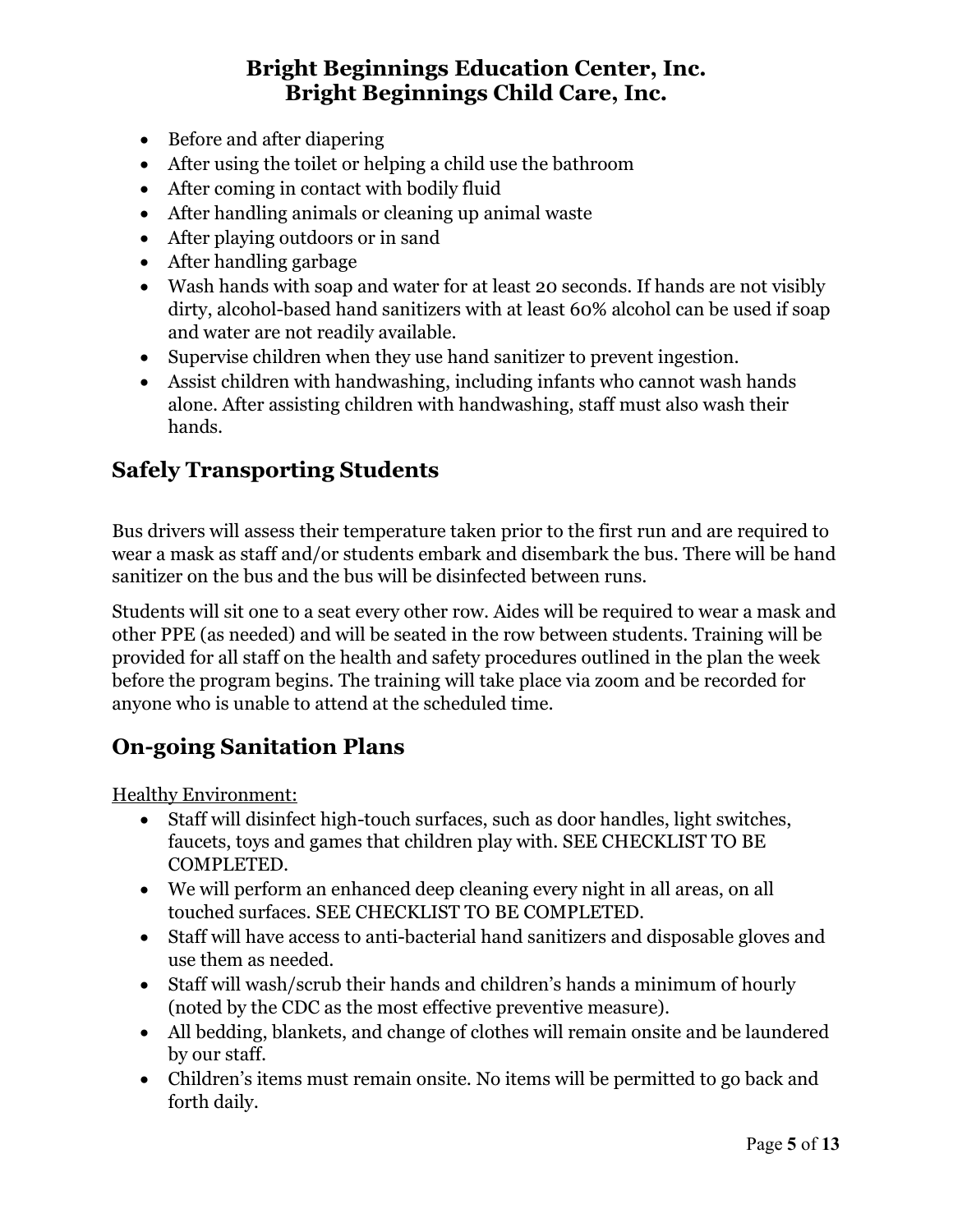- Before and after diapering
- After using the toilet or helping a child use the bathroom
- After coming in contact with bodily fluid
- After handling animals or cleaning up animal waste
- After playing outdoors or in sand
- After handling garbage
- Wash hands with soap and water for at least 20 seconds. If hands are not visibly dirty, alcohol-based hand sanitizers with at least 60% alcohol can be used if soap and water are not readily available.
- Supervise children when they use hand sanitizer to prevent ingestion.
- Assist children with handwashing, including infants who cannot wash hands alone. After assisting children with handwashing, staff must also wash their hands.

## Safely Transporting Students

Bus drivers will assess their temperature taken prior to the first run and are required to wear a mask as staff and/or students embark and disembark the bus. There will be hand sanitizer on the bus and the bus will be disinfected between runs.

Students will sit one to a seat every other row. Aides will be required to wear a mask and other PPE (as needed) and will be seated in the row between students. Training will be provided for all staff on the health and safety procedures outlined in the plan the week before the program begins. The training will take place via zoom and be recorded for anyone who is unable to attend at the scheduled time.

## On-going Sanitation Plans

Healthy Environment:

- Staff will disinfect high-touch surfaces, such as door handles, light switches, faucets, toys and games that children play with. SEE CHECKLIST TO BE COMPLETED.
- We will perform an enhanced deep cleaning every night in all areas, on all touched surfaces. SEE CHECKLIST TO BE COMPLETED.
- Staff will have access to anti-bacterial hand sanitizers and disposable gloves and use them as needed.
- Staff will wash/scrub their hands and children's hands a minimum of hourly (noted by the CDC as the most effective preventive measure).
- All bedding, blankets, and change of clothes will remain onsite and be laundered by our staff.
- Children's items must remain onsite. No items will be permitted to go back and forth daily.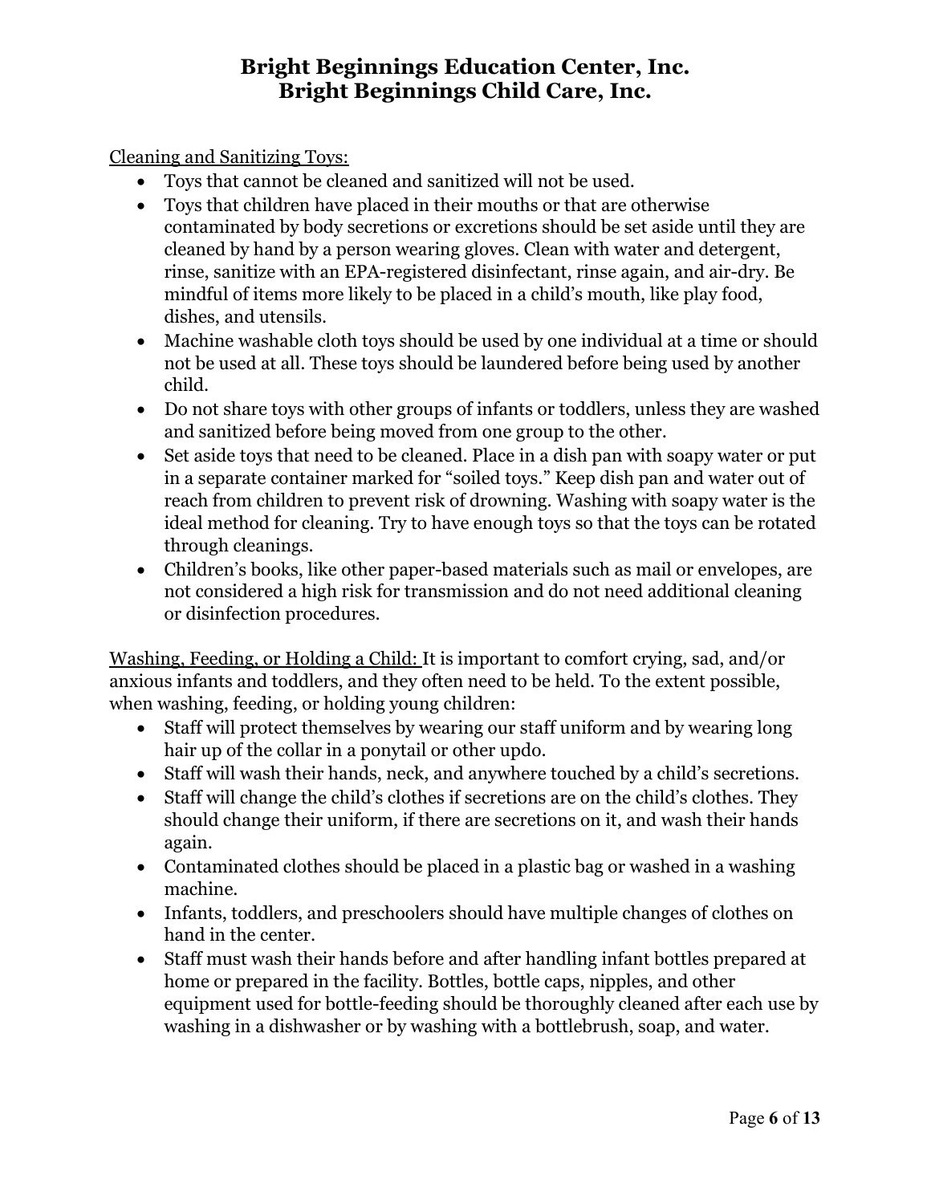Cleaning and Sanitizing Toys:

- Toys that cannot be cleaned and sanitized will not be used.
- Toys that children have placed in their mouths or that are otherwise contaminated by body secretions or excretions should be set aside until they are cleaned by hand by a person wearing gloves. Clean with water and detergent, rinse, sanitize with an EPA-registered disinfectant, rinse again, and air-dry. Be mindful of items more likely to be placed in a child's mouth, like play food, dishes, and utensils.
- Machine washable cloth toys should be used by one individual at a time or should not be used at all. These toys should be laundered before being used by another child.
- Do not share toys with other groups of infants or toddlers, unless they are washed and sanitized before being moved from one group to the other.
- Set aside toys that need to be cleaned. Place in a dish pan with soapy water or put in a separate container marked for "soiled toys." Keep dish pan and water out of reach from children to prevent risk of drowning. Washing with soapy water is the ideal method for cleaning. Try to have enough toys so that the toys can be rotated through cleanings.
- Children's books, like other paper-based materials such as mail or envelopes, are not considered a high risk for transmission and do not need additional cleaning or disinfection procedures.

Washing, Feeding, or Holding a Child: It is important to comfort crying, sad, and/or anxious infants and toddlers, and they often need to be held. To the extent possible, when washing, feeding, or holding young children:

- Staff will protect themselves by wearing our staff uniform and by wearing long hair up of the collar in a ponytail or other updo.
- Staff will wash their hands, neck, and anywhere touched by a child's secretions.
- Staff will change the child's clothes if secretions are on the child's clothes. They should change their uniform, if there are secretions on it, and wash their hands again.
- Contaminated clothes should be placed in a plastic bag or washed in a washing machine.
- Infants, toddlers, and preschoolers should have multiple changes of clothes on hand in the center.
- Staff must wash their hands before and after handling infant bottles prepared at home or prepared in the facility. Bottles, bottle caps, nipples, and other equipment used for bottle-feeding should be thoroughly cleaned after each use by washing in a dishwasher or by washing with a bottlebrush, soap, and water.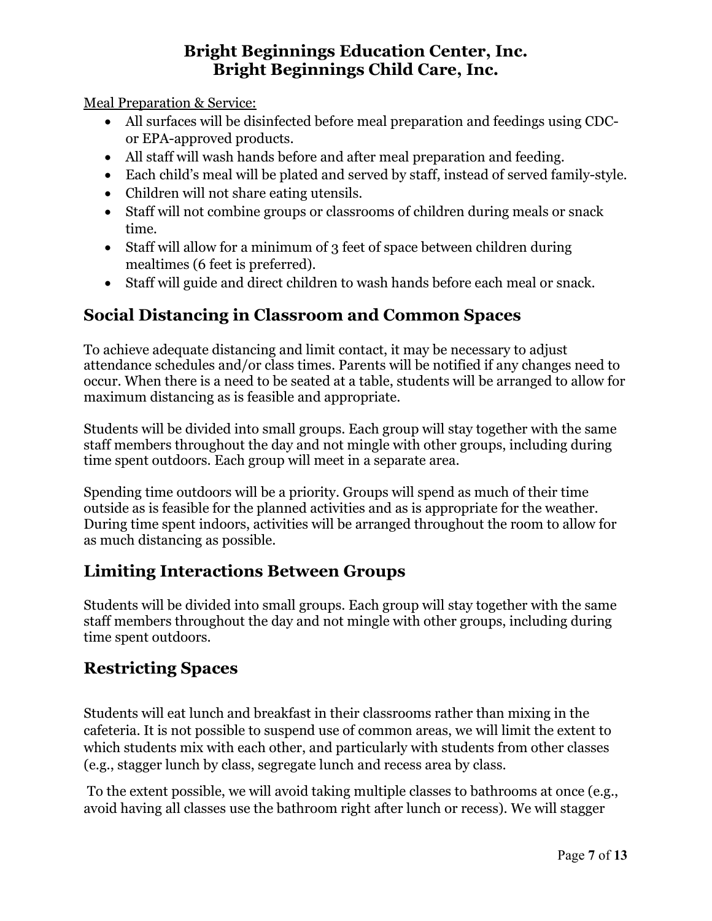Meal Preparation & Service:

- All surfaces will be disinfected before meal preparation and feedings using CDC- or EPA-approved products.
- All staff will wash hands before and after meal preparation and feeding.
- Each child's meal will be plated and served by staff, instead of served family-style.
- Children will not share eating utensils.
- Staff will not combine groups or classrooms of children during meals or snack time.
- Staff will allow for a minimum of 3 feet of space between children during mealtimes (6 feet is preferred).
- Staff will guide and direct children to wash hands before each meal or snack.

## Social Distancing in Classroom and Common Spaces

To achieve adequate distancing and limit contact, it may be necessary to adjust attendance schedules and/or class times. Parents will be notified if any changes need to occur. When there is a need to be seated at a table, students will be arranged to allow for maximum distancing as is feasible and appropriate.

Students will be divided into small groups. Each group will stay together with the same staff members throughout the day and not mingle with other groups, including during time spent outdoors. Each group will meet in a separate area.

Spending time outdoors will be a priority. Groups will spend as much of their time outside as is feasible for the planned activities and as is appropriate for the weather. During time spent indoors, activities will be arranged throughout the room to allow for as much distancing as possible.

## Limiting Interactions Between Groups

Students will be divided into small groups. Each group will stay together with the same staff members throughout the day and not mingle with other groups, including during time spent outdoors.

## Restricting Spaces

Students will eat lunch and breakfast in their classrooms rather than mixing in the cafeteria. It is not possible to suspend use of common areas, we will limit the extent to which students mix with each other, and particularly with students from other classes (e.g., stagger lunch by class, segregate lunch and recess area by class.

To the extent possible, we will avoid taking multiple classes to bathrooms at once (e.g., avoid having all classes use the bathroom right after lunch or recess). We will stagger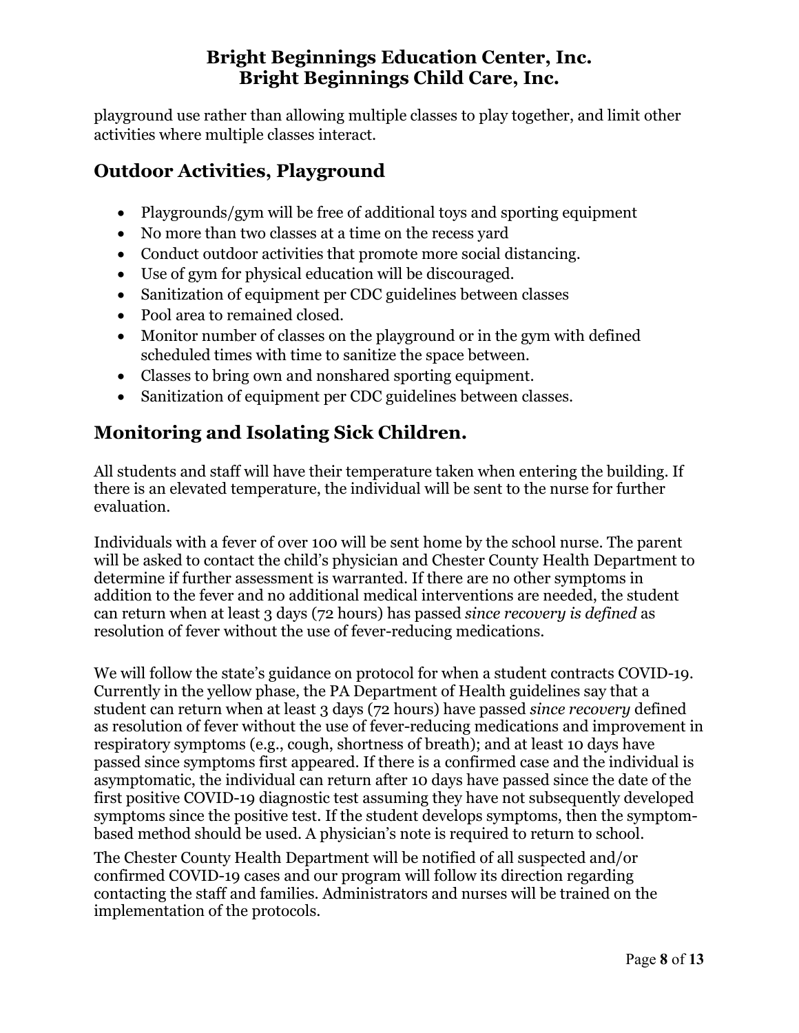playground use rather than allowing multiple classes to play together, and limit other activities where multiple classes interact.

## Outdoor Activities, Playground

- Playgrounds/gym will be free of additional toys and sporting equipment
- No more than two classes at a time on the recess yard
- Conduct outdoor activities that promote more social distancing.
- Use of gym for physical education will be discouraged.
- Sanitization of equipment per CDC guidelines between classes
- Pool area to remained closed.
- Monitor number of classes on the playground or in the gym with defined scheduled times with time to sanitize the space between.
- Classes to bring own and nonshared sporting equipment.
- Sanitization of equipment per CDC guidelines between classes.

## Monitoring and Isolating Sick Children.

All students and staff will have their temperature taken when entering the building. If there is an elevated temperature, the individual will be sent to the nurse for further evaluation.

Individuals with a fever of over 100 will be sent home by the school nurse. The parent will be asked to contact the child's physician and Chester County Health Department to determine if further assessment is warranted. If there are no other symptoms in addition to the fever and no additional medical interventions are needed, the student can return when at least 3 days (72 hours) has passed *since recovery is defined* as resolution of fever without the use of fever-reducing medications.

We will follow the state's guidance on protocol for when a student contracts COVID-19. Currently in the yellow phase, the PA Department of Health guidelines say that a student can return when at least 3 days (72 hours) have passed *since recovery* defined as resolution of fever without the use of fever-reducing medications and improvement in respiratory symptoms (e.g., cough, shortness of breath); and at least 10 days have passed since symptoms first appeared. If there is a confirmed case and the individual is asymptomatic, the individual can return after 10 days have passed since the date of the first positive COVID-19 diagnostic test assuming they have not subsequently developed symptoms since the positive test. If the student develops symptoms, then the symptom-based method should be used. A physician's note is required to return to school.

The Chester County Health Department will be notified of all suspected and/or confirmed COVID-19 cases and our program will follow its direction regarding contacting the staff and families. Administrators and nurses will be trained on the implementation of the protocols.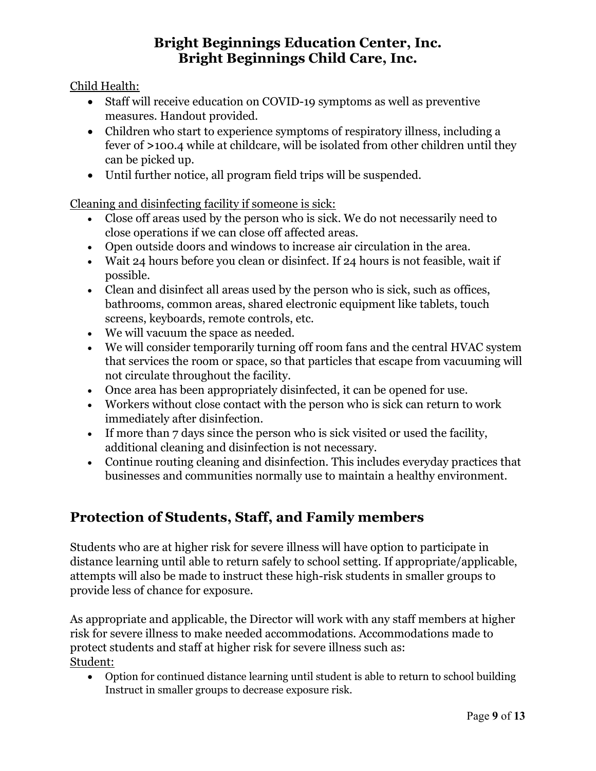Child Health:

- Staff will receive education on COVID-19 symptoms as well as preventive measures. Handout provided.
- Children who start to experience symptoms of respiratory illness, including a fever of >100.4 while at childcare, will be isolated from other children until they can be picked up.
- Until further notice, all program field trips will be suspended.

Cleaning and disinfecting facility if someone is sick:

- Close off areas used by the person who is sick. We do not necessarily need to close operations if we can close off affected areas.
- Open outside doors and windows to increase air circulation in the area.
- Wait 24 hours before you clean or disinfect. If 24 hours is not feasible, wait if possible.
- Clean and disinfect all areas used by the person who is sick, such as offices, bathrooms, common areas, shared electronic equipment like tablets, touch screens, keyboards, remote controls, etc.
- We will vacuum the space as needed.
- We will consider temporarily turning off room fans and the central HVAC system that services the room or space, so that particles that escape from vacuuming will not circulate throughout the facility.
- Once area has been appropriately disinfected, it can be opened for use.
- Workers without close contact with the person who is sick can return to work immediately after disinfection.
- If more than 7 days since the person who is sick visited or used the facility, additional cleaning and disinfection is not necessary.
- Continue routing cleaning and disinfection. This includes everyday practices that businesses and communities normally use to maintain a healthy environment.

## Protection of Students, Staff, and Family members

Students who are at higher risk for severe illness will have option to participate in distance learning until able to return safely to school setting. If appropriate/applicable, attempts will also be made to instruct these high-risk students in smaller groups to provide less of chance for exposure.

As appropriate and applicable, the Director will work with any staff members at higher risk for severe illness to make needed accommodations. Accommodations made to protect students and staff at higher risk for severe illness such as:

Student:

- Option for continued distance learning until student is able to return to school building Instruct in smaller groups to decrease exposure risk.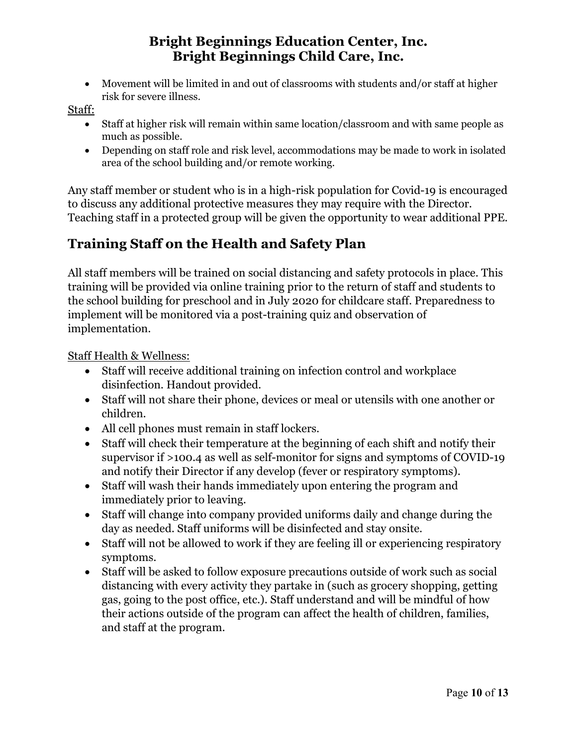- Movement will be limited in and out of classrooms with students and/or staff at higher risk for severe illness.

Staff:

- Staff at higher risk will remain within same location/classroom and with same people as much as possible.
- Depending on staff role and risk level, accommodations may be made to work in isolated area of the school building and/or remote working.

Any staff member or student who is in a high-risk population for Covid-19 is encouraged to discuss any additional protective measures they may require with the Director. Teaching staff in a protected group will be given the opportunity to wear additional PPE.

## Training Staff on the Health and Safety Plan

All staff members will be trained on social distancing and safety protocols in place. This training will be provided via online training prior to the return of staff and students to the school building for preschool and in July 2020 for childcare staff. Preparedness to implement will be monitored via a post-training quiz and observation of implementation.

Staff Health & Wellness:

- Staff will receive additional training on infection control and workplace disinfection. Handout provided.
- Staff will not share their phone, devices or meal or utensils with one another or children.
- All cell phones must remain in staff lockers.
- Staff will check their temperature at the beginning of each shift and notify their supervisor if >100.4 as well as self-monitor for signs and symptoms of COVID-19 and notify their Director if any develop (fever or respiratory symptoms).
- Staff will wash their hands immediately upon entering the program and immediately prior to leaving.
- Staff will change into company provided uniforms daily and change during the day as needed. Staff uniforms will be disinfected and stay onsite.
- Staff will not be allowed to work if they are feeling ill or experiencing respiratory symptoms.
- Staff will be asked to follow exposure precautions outside of work such as social distancing with every activity they partake in (such as grocery shopping, getting gas, going to the post office, etc.). Staff understand and will be mindful of how their actions outside of the program can affect the health of children, families, and staff at the program.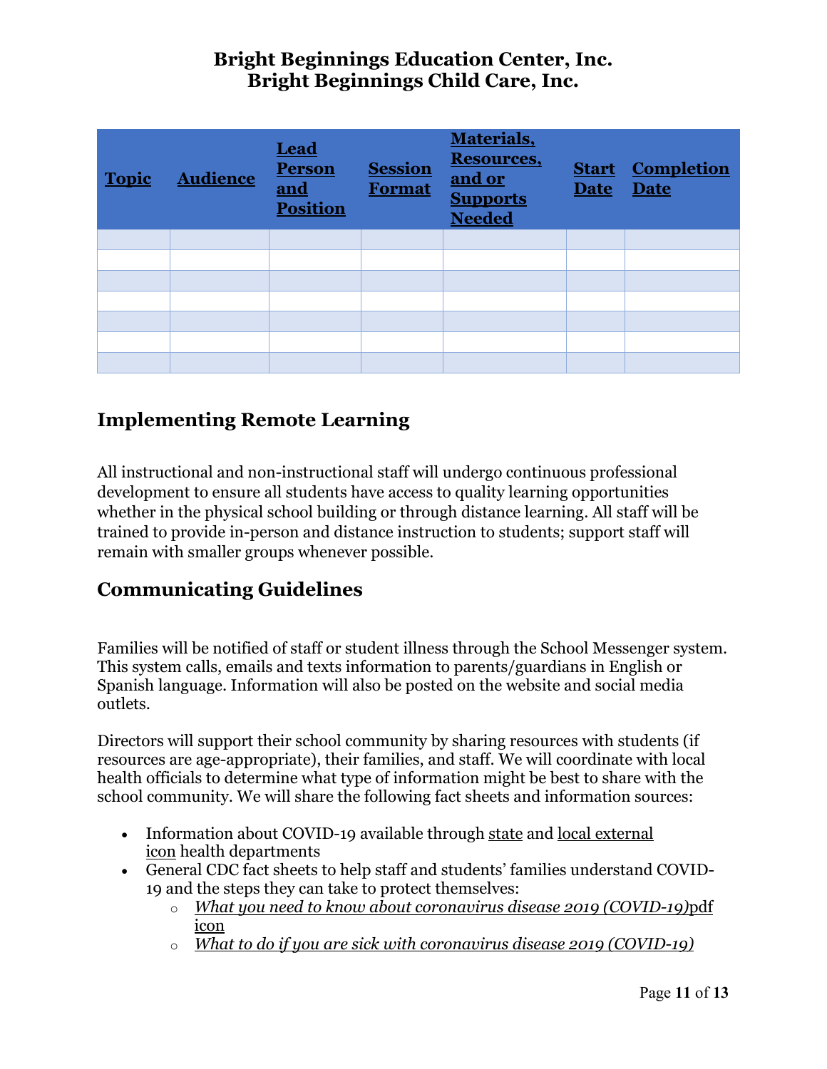# Bright Beginnings Education Center, Inc.
# Bright Beginnings Child Care, Inc.

| **Topic** | **Audience** | **Lead Person and Position** | **Session Format** | **Materials, Resources, and or Supports Needed** | **Start Date** | **Completion Date** |
|---|---|---|---|---|---|---|
| | | | | | | |
| | | | | | | |
| | | | | | | |
| | | | | | | |
| | | | | | | |
| | | | | | | |
| | | | | | | |

## Implementing Remote Learning

All instructional and non-instructional staff will undergo continuous professional development to ensure all students have access to quality learning opportunities whether in the physical school building or through distance learning. All staff will be trained to provide in-person and distance instruction to students; support staff will remain with smaller groups whenever possible.

## Communicating Guidelines

Families will be notified of staff or student illness through the School Messenger system. This system calls, emails and texts information to parents/guardians in English or Spanish language. Information will also be posted on the website and social media outlets.

Directors will support their school community by sharing resources with students (if resources are age-appropriate), their families, and staff. We will coordinate with local health officials to determine what type of information might be best to share with the school community. We will share the following fact sheets and information sources:

- Information about COVID-19 available through state and local external icon health departments
- General CDC fact sheets to help staff and students' families understand COVID-19 and the steps they can take to protect themselves:
  - *What you need to know about coronavirus disease 2019 (COVID-19)*pdf icon
  - *What to do if you are sick with coronavirus disease 2019 (COVID-19)*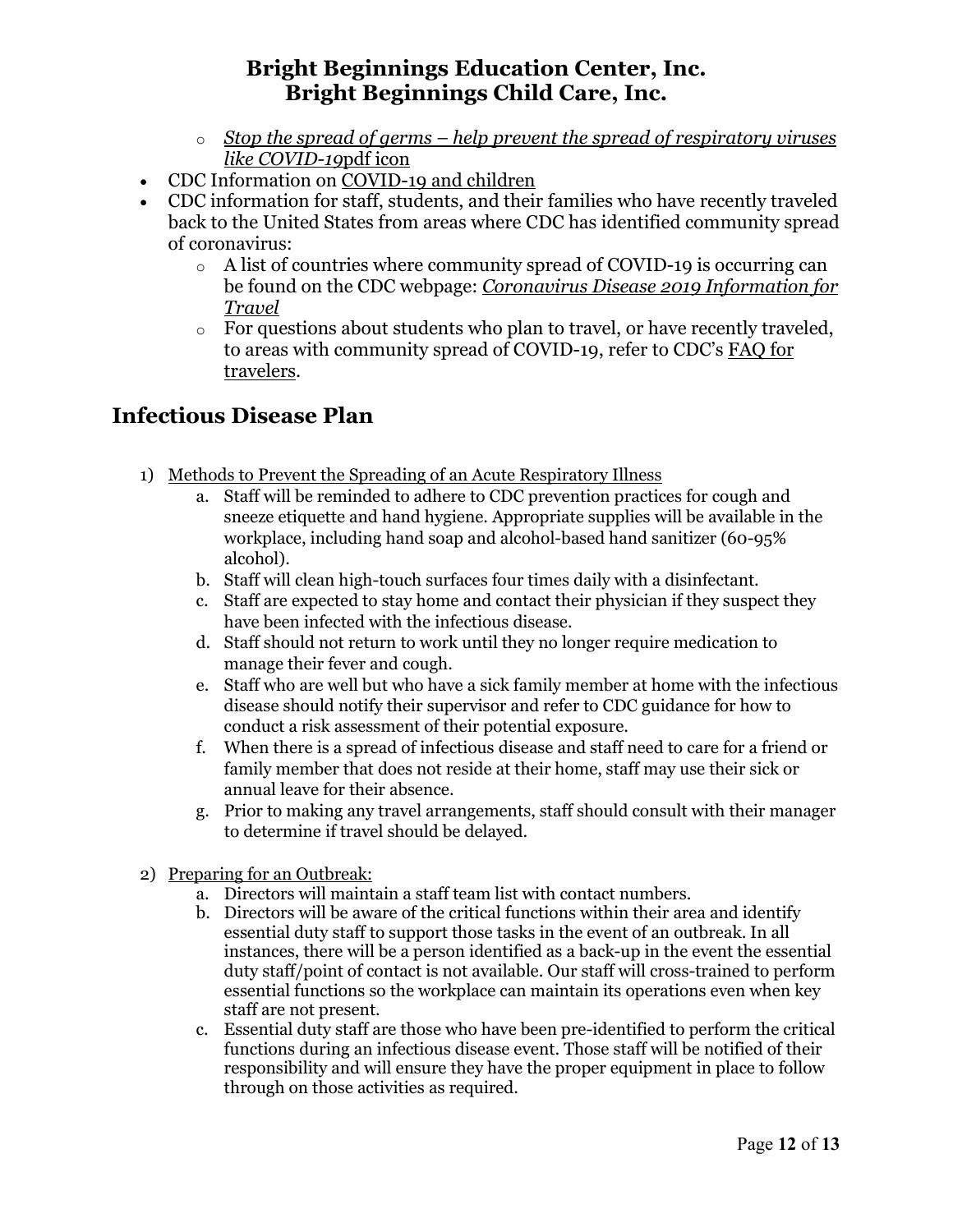- *Stop the spread of germs – help prevent the spread of respiratory viruses like COVID-19*pdf icon
- CDC Information on COVID-19 and children
- CDC information for staff, students, and their families who have recently traveled back to the United States from areas where CDC has identified community spread of coronavirus:
  - A list of countries where community spread of COVID-19 is occurring can be found on the CDC webpage: *Coronavirus Disease 2019 Information for Travel*
  - For questions about students who plan to travel, or have recently traveled, to areas with community spread of COVID-19, refer to CDC's FAQ for travelers.

## Infectious Disease Plan

1) Methods to Prevent the Spreading of an Acute Respiratory Illness
   a. Staff will be reminded to adhere to CDC prevention practices for cough and sneeze etiquette and hand hygiene. Appropriate supplies will be available in the workplace, including hand soap and alcohol-based hand sanitizer (60-95% alcohol).
   b. Staff will clean high-touch surfaces four times daily with a disinfectant.
   c. Staff are expected to stay home and contact their physician if they suspect they have been infected with the infectious disease.
   d. Staff should not return to work until they no longer require medication to manage their fever and cough.
   e. Staff who are well but who have a sick family member at home with the infectious disease should notify their supervisor and refer to CDC guidance for how to conduct a risk assessment of their potential exposure.
   f. When there is a spread of infectious disease and staff need to care for a friend or family member that does not reside at their home, staff may use their sick or annual leave for their absence.
   g. Prior to making any travel arrangements, staff should consult with their manager to determine if travel should be delayed.

2) Preparing for an Outbreak:
   a. Directors will maintain a staff team list with contact numbers.
   b. Directors will be aware of the critical functions within their area and identify essential duty staff to support those tasks in the event of an outbreak. In all instances, there will be a person identified as a back-up in the event the essential duty staff/point of contact is not available. Our staff will cross-trained to perform essential functions so the workplace can maintain its operations even when key staff are not present.
   c. Essential duty staff are those who have been pre-identified to perform the critical functions during an infectious disease event. Those staff will be notified of their responsibility and will ensure they have the proper equipment in place to follow through on those activities as required.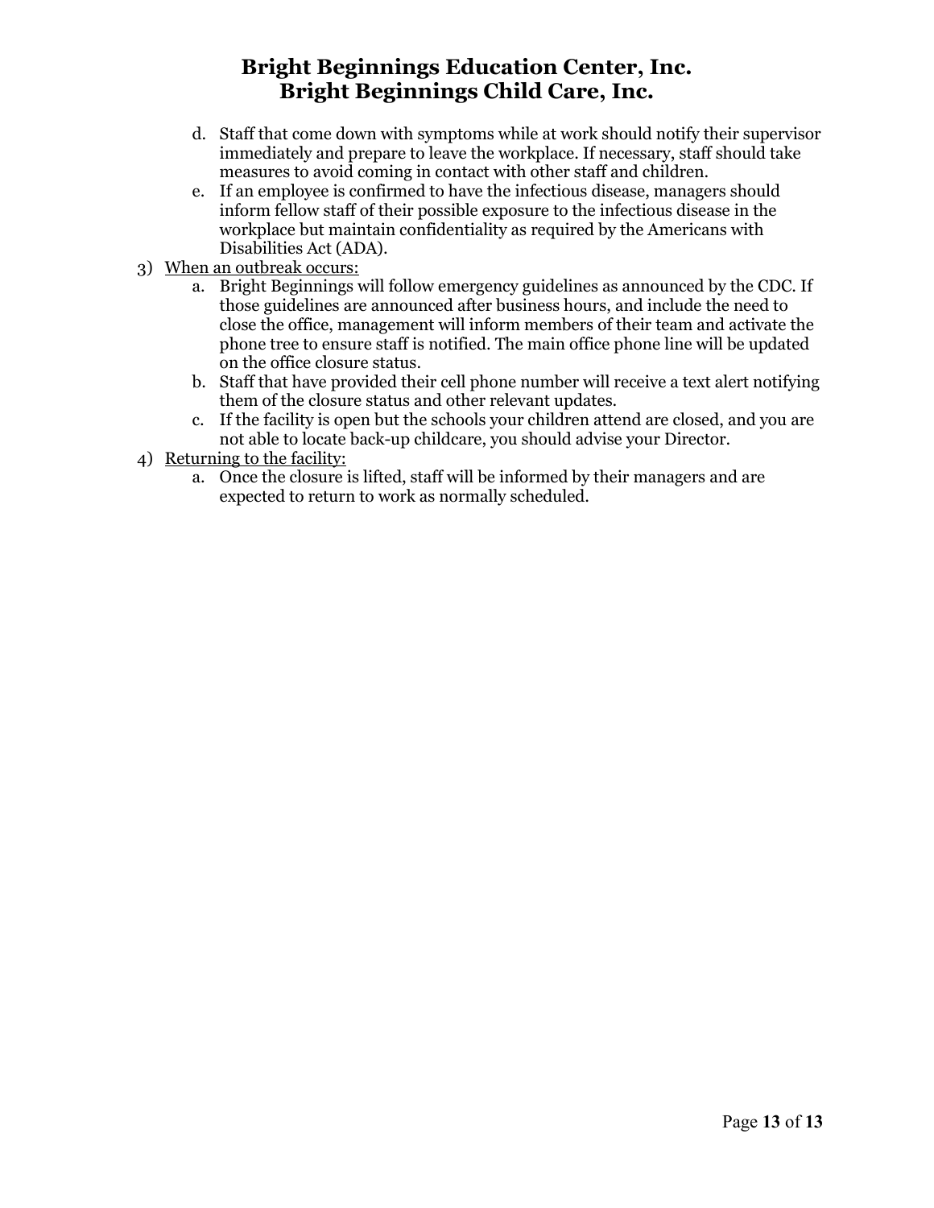d. Staff that come down with symptoms while at work should notify their supervisor immediately and prepare to leave the workplace. If necessary, staff should take measures to avoid coming in contact with other staff and children.
   e. If an employee is confirmed to have the infectious disease, managers should inform fellow staff of their possible exposure to the infectious disease in the workplace but maintain confidentiality as required by the Americans with Disabilities Act (ADA).

3) <u>When an outbreak occurs:</u>
   a. Bright Beginnings will follow emergency guidelines as announced by the CDC. If those guidelines are announced after business hours, and include the need to close the office, management will inform members of their team and activate the phone tree to ensure staff is notified. The main office phone line will be updated on the office closure status.
   b. Staff that have provided their cell phone number will receive a text alert notifying them of the closure status and other relevant updates.
   c. If the facility is open but the schools your children attend are closed, and you are not able to locate back-up childcare, you should advise your Director.

4) <u>Returning to the facility:</u>
   a. Once the closure is lifted, staff will be informed by their managers and are expected to return to work as normally scheduled.